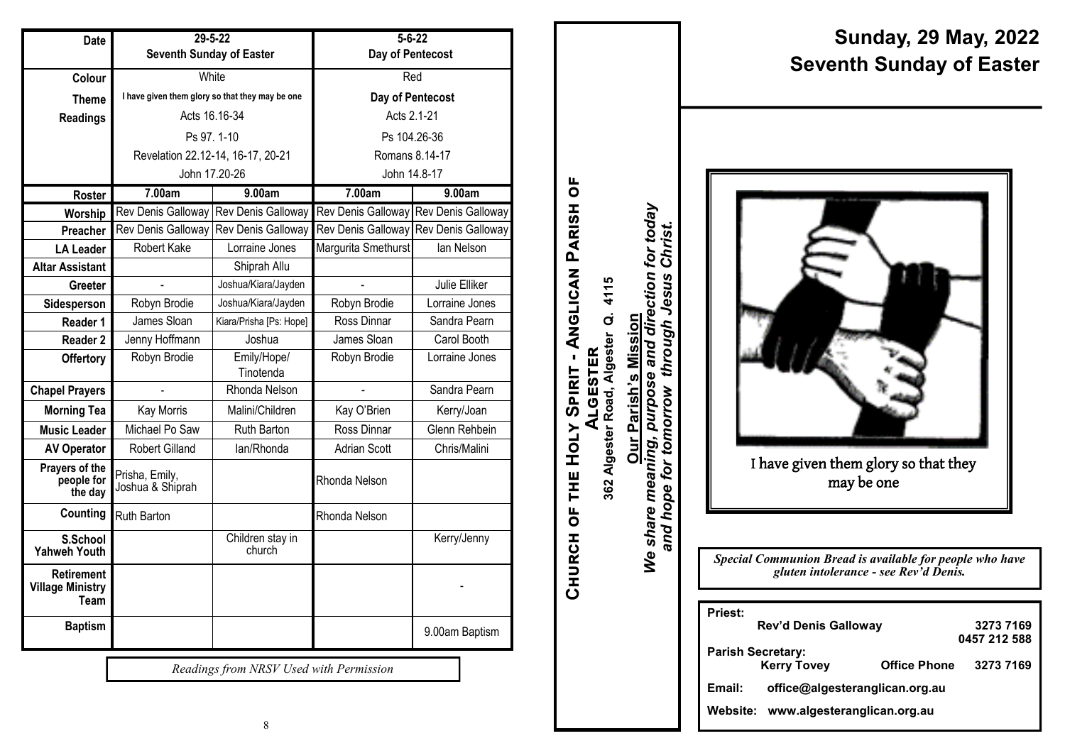| Date | 29-5-22 Seventh Sunday of Easter | | 5-6-22 Day of Pentecost | |
|---|---|---|---|---|
| Colour | White | | Red | |
| Theme | I have given them glory so that they may be one | | Day of Pentecost | |
| Readings | Acts 16.16-34 | | Acts 2.1-21 | |
| | Ps 97. 1-10 | | Ps 104.26-36 | |
| | Revelation 22.12-14, 16-17, 20-21 | | Romans 8.14-17 | |
| | John 17.20-26 | | John 14.8-17 | |
| Roster | 7.00am | 9.00am | 7.00am | 9.00am |
| Worship | Rev Denis Galloway | Rev Denis Galloway | Rev Denis Galloway | Rev Denis Galloway |
| Preacher | Rev Denis Galloway | Rev Denis Galloway | Rev Denis Galloway | Rev Denis Galloway |
| LA Leader | Robert Kake | Lorraine Jones | Margurita Smethurst | Ian Nelson |
| Altar Assistant | | Shiprah Allu | | |
| Greeter | - | Joshua/Kiara/Jayden | - | Julie Elliker |
| Sidesperson | Robyn Brodie | Joshua/Kiara/Jayden | Robyn Brodie | Lorraine Jones |
| Reader 1 | James Sloan | Kiara/Prisha [Ps: Hope] | Ross Dinnar | Sandra Pearn |
| Reader 2 | Jenny Hoffmann | Joshua | James Sloan | Carol Booth |
| Offertory | Robyn Brodie | Emily/Hope/ Tinotenda | Robyn Brodie | Lorraine Jones |
| Chapel Prayers | - | Rhonda Nelson | - | Sandra Pearn |
| Morning Tea | Kay Morris | Malini/Children | Kay O'Brien | Kerry/Joan |
| Music Leader | Michael Po Saw | Ruth Barton | Ross Dinnar | Glenn Rehbein |
| AV Operator | Robert Gilland | Ian/Rhonda | Adrian Scott | Chris/Malini |
| Prayers of the people for the day | Prisha, Emily, Joshua & Shiprah | | Rhonda Nelson | |
| Counting | Ruth Barton | | Rhonda Nelson | |
| S.School Yahweh Youth | | Children stay in church | | Kerry/Jenny |
| Retirement Village Ministry Team | | | | - |
| Baptism | | | | 9.00am Baptism |

*Readings from NRSV Used with Permission*

**CHURCH OF THE HOLY SPIRIT - ANGLICAN PARISH OF ALGESTER**

**362 Algester Road, Algester Q. 4115**

**Our Parish's Mission**

***We share meaning, purpose and direction for today and hope for tomorrow through Jesus Christ.***

# Sunday, 29 May, 2022
# Seventh Sunday of Easter

I have given them glory so that they may be one

***Special Communion Bread is available for people who have gluten intolerance - see Rev'd Denis.***

**Priest:**
**Rev'd Denis Galloway** 3273 7169 / 0457 212 588

**Parish Secretary:**
**Kerry Tovey** **Office Phone** 3273 7169

**Email:** office@algesteranglican.org.au

**Website:** www.algesteranglican.org.au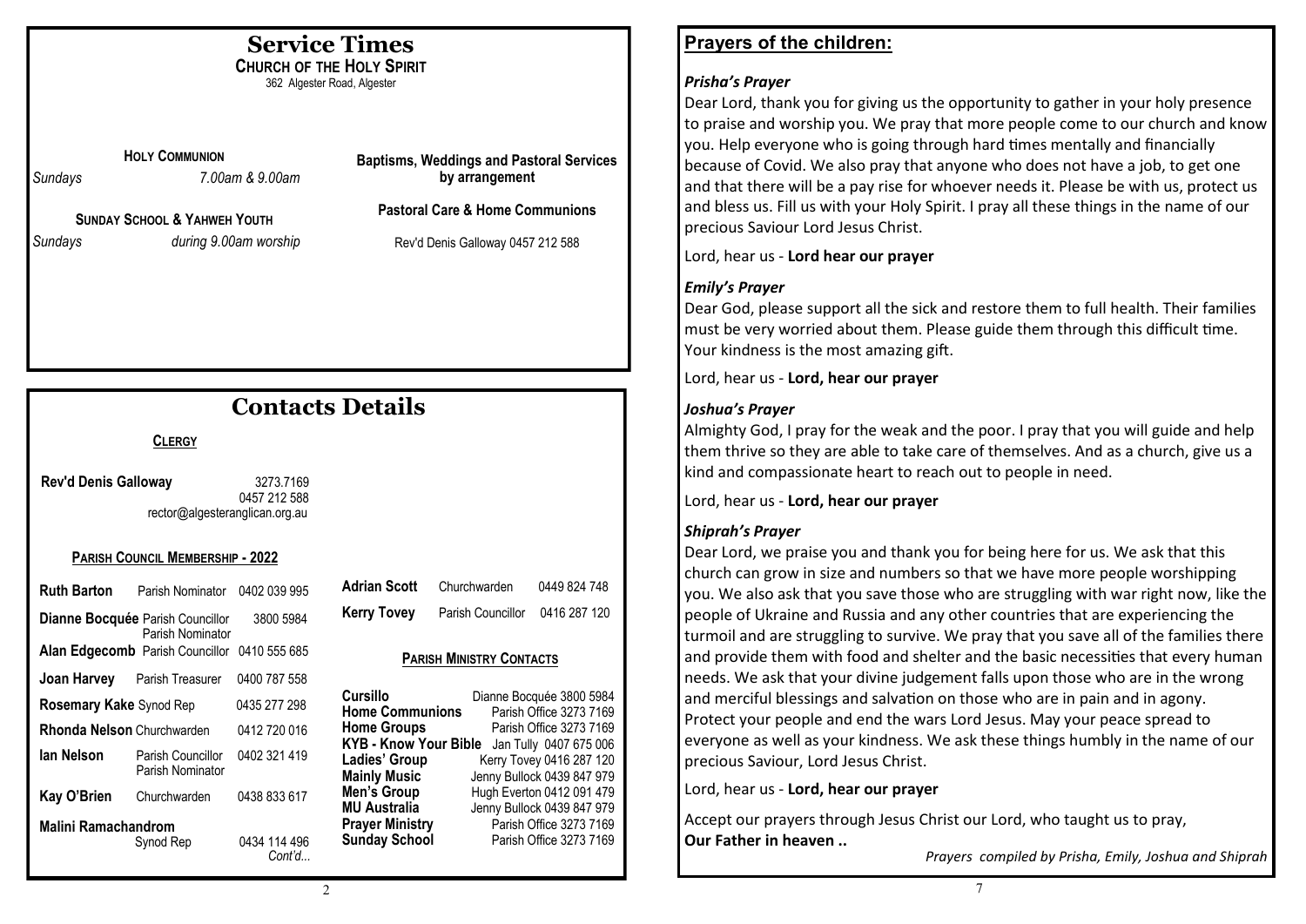# Service Times

**CHURCH OF THE HOLY SPIRIT**

362 Algester Road, Algester

**HOLY COMMUNION**

*Sundays* *7.00am & 9.00am*

**SUNDAY SCHOOL & YAHWEH YOUTH**

*Sundays* *during 9.00am worship*

**Baptisms, Weddings and Pastoral Services by arrangement**

**Pastoral Care & Home Communions**

Rev'd Denis Galloway 0457 212 588

# Contacts Details

**CLERGY**

**Rev'd Denis Galloway** 3273.7169
0457 212 588
rector@algesteranglican.org.au

**PARISH COUNCIL MEMBERSHIP - 2022**

| Name | Role | Phone |
|---|---|---|
| **Ruth Barton** | Parish Nominator | 0402 039 995 |
| **Dianne Bocquée** | Parish Councillor, Parish Nominator | 3800 5984 |
| **Alan Edgecomb** | Parish Councillor | 0410 555 685 |
| **Joan Harvey** | Parish Treasurer | 0400 787 558 |
| **Rosemary Kake** | Synod Rep | 0435 277 298 |
| **Rhonda Nelson** | Churchwarden | 0412 720 016 |
| **Ian Nelson** | Parish Councillor, Parish Nominator | 0402 321 419 |
| **Kay O'Brien** | Churchwarden | 0438 833 617 |
| **Malini Ramachandrom** | Synod Rep | 0434 114 496 |
| **Adrian Scott** | Churchwarden | 0449 824 748 |
| **Kerry Tovey** | Parish Councillor | 0416 287 120 |

*Cont'd...*

**PARISH MINISTRY CONTACTS**

| Ministry | Contact |
|---|---|
| **Cursillo** | Dianne Bocquée 3800 5984 |
| **Home Communions** | Parish Office 3273 7169 |
| **Home Groups** | Parish Office 3273 7169 |
| **KYB - Know Your Bible** | Jan Tully 0407 675 006 |
| **Ladies' Group** | Kerry Tovey 0416 287 120 |
| **Mainly Music** | Jenny Bullock 0439 847 979 |
| **Men's Group** | Hugh Everton 0412 091 479 |
| **MU Australia** | Jenny Bullock 0439 847 979 |
| **Prayer Ministry** | Parish Office 3273 7169 |
| **Sunday School** | Parish Office 3273 7169 |

## Prayers of the children:

### *Prisha's Prayer*

Dear Lord, thank you for giving us the opportunity to gather in your holy presence to praise and worship you. We pray that more people come to our church and know you. Help everyone who is going through hard times mentally and financially because of Covid. We also pray that anyone who does not have a job, to get one and that there will be a pay rise for whoever needs it. Please be with us, protect us and bless us. Fill us with your Holy Spirit. I pray all these things in the name of our precious Saviour Lord Jesus Christ.

Lord, hear us - **Lord hear our prayer**

### *Emily's Prayer*

Dear God, please support all the sick and restore them to full health. Their families must be very worried about them. Please guide them through this difficult time. Your kindness is the most amazing gift.

Lord, hear us - **Lord, hear our prayer**

### *Joshua's Prayer*

Almighty God, I pray for the weak and the poor. I pray that you will guide and help them thrive so they are able to take care of themselves. And as a church, give us a kind and compassionate heart to reach out to people in need.

Lord, hear us - **Lord, hear our prayer**

### *Shiprah's Prayer*

Dear Lord, we praise you and thank you for being here for us. We ask that this church can grow in size and numbers so that we have more people worshipping you. We also ask that you save those who are struggling with war right now, like the people of Ukraine and Russia and any other countries that are experiencing the turmoil and are struggling to survive. We pray that you save all of the families there and provide them with food and shelter and the basic necessities that every human needs. We ask that your divine judgement falls upon those who are in the wrong and merciful blessings and salvation on those who are in pain and in agony. Protect your people and end the wars Lord Jesus. May your peace spread to everyone as well as your kindness. We ask these things humbly in the name of our precious Saviour, Lord Jesus Christ.

Lord, hear us - **Lord, hear our prayer**

Accept our prayers through Jesus Christ our Lord, who taught us to pray,
**Our Father in heaven ..**

*Prayers compiled by Prisha, Emily, Joshua and Shiprah*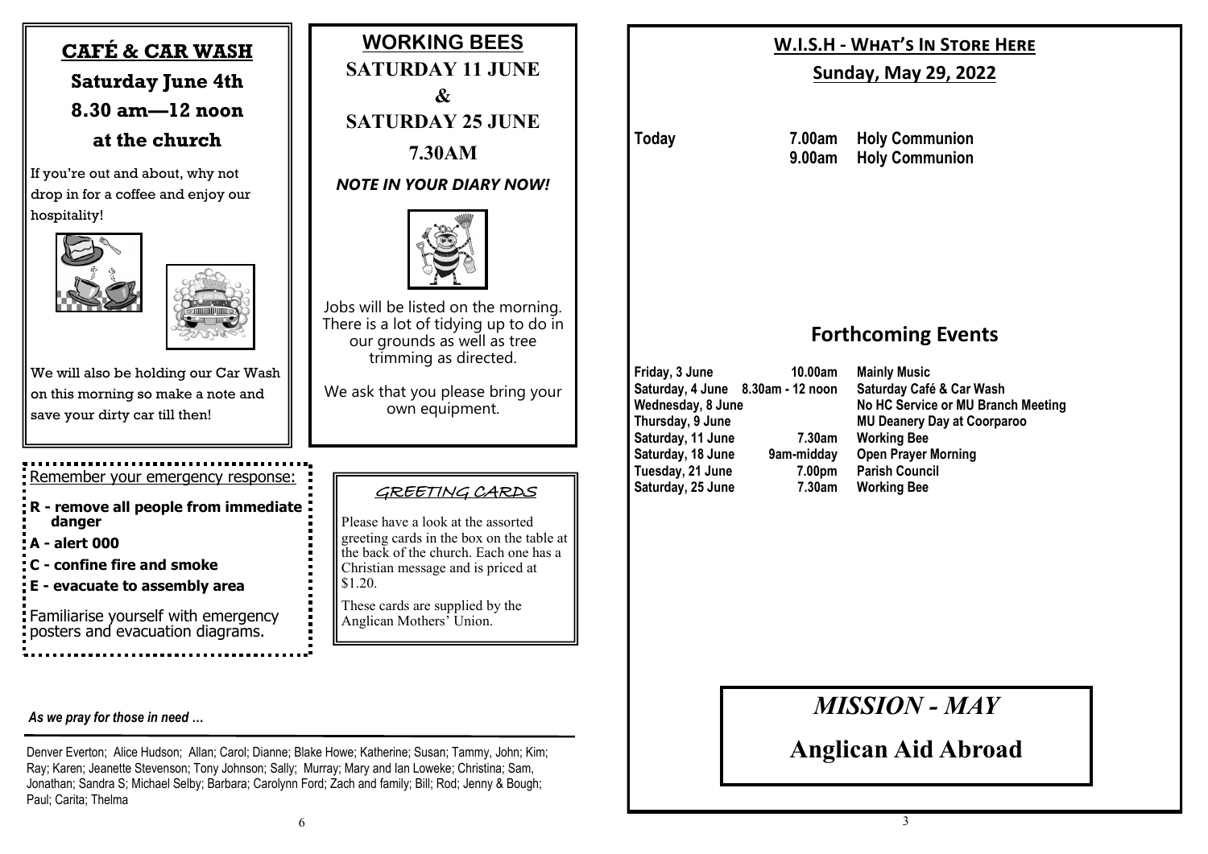## CAFÉ & CAR WASH

**Saturday June 4th**

**8.30 am—12 noon**

**at the church**

If you're out and about, why not drop in for a coffee and enjoy our hospitality!

We will also be holding our Car Wash on this morning so make a note and save your dirty car till then!

## WORKING BEES

**SATURDAY 11 JUNE**

**&**

**SATURDAY 25 JUNE**

**7.30AM**

***NOTE IN YOUR DIARY NOW!***

Jobs will be listed on the morning. There is a lot of tidying up to do in our grounds as well as tree trimming as directed.

We ask that you please bring your own equipment.

Remember your emergency response:

- **R - remove all people from immediate danger**
- **A - alert 000**
- **C - confine fire and smoke**
- **E - evacuate to assembly area**

Familiarise yourself with emergency posters and evacuation diagrams.

## GREETING CARDS

Please have a look at the assorted greeting cards in the box on the table at the back of the church. Each one has a Christian message and is priced at $1.20.

These cards are supplied by the Anglican Mothers' Union.

***As we pray for those in need …***

Denver Everton; Alice Hudson; Allan; Carol; Dianne; Blake Howe; Katherine; Susan; Tammy, John; Kim; Ray; Karen; Jeanette Stevenson; Tony Johnson; Sally; Murray; Mary and Ian Loweke; Christina; Sam, Jonathan; Sandra S; Michael Selby; Barbara; Carolynn Ford; Zach and family; Bill; Rod; Jenny & Bough; Paul; Carita; Thelma

## W.I.S.H - WHAT'S IN STORE HERE

**Sunday, May 29, 2022**

| | | |
|---|---|---|
| **Today** | **7.00am** | **Holy Communion** |
| | **9.00am** | **Holy Communion** |

## Forthcoming Events

| | | |
|---|---|---|
| **Friday, 3 June** | **10.00am** | **Mainly Music** |
| **Saturday, 4 June** | **8.30am - 12 noon** | **Saturday Café & Car Wash** |
| **Wednesday, 8 June** | | **No HC Service or MU Branch Meeting** |
| **Thursday, 9 June** | | **MU Deanery Day at Coorparoo** |
| **Saturday, 11 June** | **7.30am** | **Working Bee** |
| **Saturday, 18 June** | **9am-midday** | **Open Prayer Morning** |
| **Tuesday, 21 June** | **7.00pm** | **Parish Council** |
| **Saturday, 25 June** | **7.30am** | **Working Bee** |

## *MISSION - MAY*

## Anglican Aid Abroad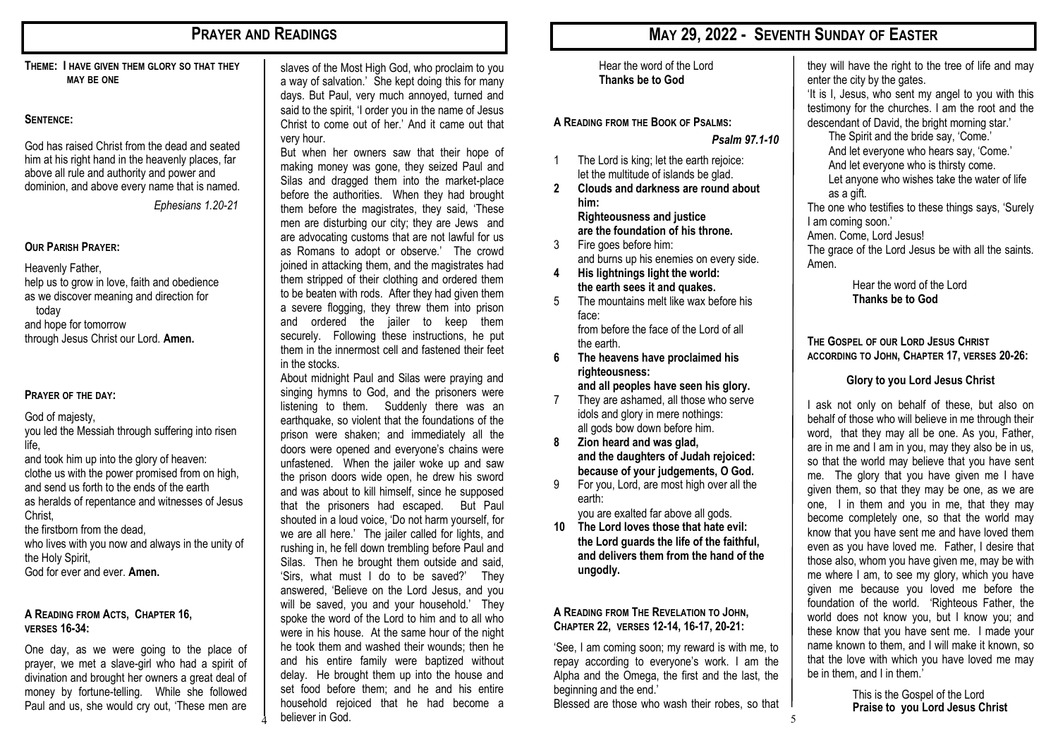# PRAYER AND READINGS

**THEME: I HAVE GIVEN THEM GLORY SO THAT THEY MAY BE ONE**

## SENTENCE:

God has raised Christ from the dead and seated him at his right hand in the heavenly places, far above all rule and authority and power and dominion, and above every name that is named.

*Ephesians 1.20-21*

## OUR PARISH PRAYER:

Heavenly Father,
help us to grow in love, faith and obedience
as we discover meaning and direction for today
and hope for tomorrow
through Jesus Christ our Lord. **Amen.**

## PRAYER OF THE DAY:

God of majesty,
you led the Messiah through suffering into risen life,
and took him up into the glory of heaven:
clothe us with the power promised from on high,
and send us forth to the ends of the earth
as heralds of repentance and witnesses of Jesus Christ,
the firstborn from the dead,
who lives with you now and always in the unity of the Holy Spirit,
God for ever and ever. **Amen.**

## A READING FROM ACTS, CHAPTER 16, VERSES 16-34:

One day, as we were going to the place of prayer, we met a slave-girl who had a spirit of divination and brought her owners a great deal of money by fortune-telling. While she followed Paul and us, she would cry out, 'These men are slaves of the Most High God, who proclaim to you a way of salvation.' She kept doing this for many days. But Paul, very much annoyed, turned and said to the spirit, 'I order you in the name of Jesus Christ to come out of her.' And it came out that very hour.

But when her owners saw that their hope of making money was gone, they seized Paul and Silas and dragged them into the market-place before the authorities. When they had brought them before the magistrates, they said, 'These men are disturbing our city; they are Jews and are advocating customs that are not lawful for us as Romans to adopt or observe.' The crowd joined in attacking them, and the magistrates had them stripped of their clothing and ordered them to be beaten with rods. After they had given them a severe flogging, they threw them into prison and ordered the jailer to keep them securely. Following these instructions, he put them in the innermost cell and fastened their feet in the stocks.

About midnight Paul and Silas were praying and singing hymns to God, and the prisoners were listening to them. Suddenly there was an earthquake, so violent that the foundations of the prison were shaken; and immediately all the doors were opened and everyone's chains were unfastened. When the jailer woke up and saw the prison doors wide open, he drew his sword and was about to kill himself, since he supposed that the prisoners had escaped. But Paul shouted in a loud voice, 'Do not harm yourself, for we are all here.' The jailer called for lights, and rushing in, he fell down trembling before Paul and Silas. Then he brought them outside and said, 'Sirs, what must I do to be saved?' They answered, 'Believe on the Lord Jesus, and you will be saved, you and your household.' They spoke the word of the Lord to him and to all who were in his house. At the same hour of the night he took them and washed their wounds; then he and his entire family were baptized without delay. He brought them up into the house and set food before them; and he and his entire household rejoiced that he had become a believer in God.

# MAY 29, 2022 - SEVENTH SUNDAY OF EASTER

Hear the word of the Lord
**Thanks be to God**

## A READING FROM THE BOOK OF PSALMS:

***Psalm 97.1-10***

1 The Lord is king; let the earth rejoice:
let the multitude of islands be glad.

**2 Clouds and darkness are round about him:**
**Righteousness and justice**
**are the foundation of his throne.**

3 Fire goes before him:
and burns up his enemies on every side.

**4 His lightnings light the world:**
**the earth sees it and quakes.**

5 The mountains melt like wax before his face:
from before the face of the Lord of all the earth.

**6 The heavens have proclaimed his righteousness:**
**and all peoples have seen his glory.**

7 They are ashamed, all those who serve idols and glory in mere nothings:
all gods bow down before him.

**8 Zion heard and was glad,**
**and the daughters of Judah rejoiced:**
**because of your judgements, O God.**

9 For you, Lord, are most high over all the earth:
you are exalted far above all gods.

**10 The Lord loves those that hate evil:**
**the Lord guards the life of the faithful,**
**and delivers them from the hand of the ungodly.**

## A READING FROM THE REVELATION TO JOHN, CHAPTER 22, VERSES 12-14, 16-17, 20-21:

'See, I am coming soon; my reward is with me, to repay according to everyone's work. I am the Alpha and the Omega, the first and the last, the beginning and the end.'

Blessed are those who wash their robes, so that they will have the right to the tree of life and may enter the city by the gates.

'It is I, Jesus, who sent my angel to you with this testimony for the churches. I am the root and the descendant of David, the bright morning star.'

The Spirit and the bride say, 'Come.'
And let everyone who hears say, 'Come.'
And let everyone who is thirsty come.
Let anyone who wishes take the water of life as a gift.

The one who testifies to these things says, 'Surely I am coming soon.'

Amen. Come, Lord Jesus!

The grace of the Lord Jesus be with all the saints. Amen.

Hear the word of the Lord
**Thanks be to God**

## THE GOSPEL OF OUR LORD JESUS CHRIST ACCORDING TO JOHN, CHAPTER 17, VERSES 20-26:

**Glory to you Lord Jesus Christ**

I ask not only on behalf of these, but also on behalf of those who will believe in me through their word, that they may all be one. As you, Father, are in me and I am in you, may they also be in us, so that the world may believe that you have sent me. The glory that you have given me I have given them, so that they may be one, as we are one, I in them and you in me, that they may become completely one, so that the world may know that you have sent me and have loved them even as you have loved me. Father, I desire that those also, whom you have given me, may be with me where I am, to see my glory, which you have given me because you loved me before the foundation of the world. 'Righteous Father, the world does not know you, but I know you; and these know that you have sent me. I made your name known to them, and I will make it known, so that the love with which you have loved me may be in them, and I in them.'

This is the Gospel of the Lord
**Praise to you Lord Jesus Christ**